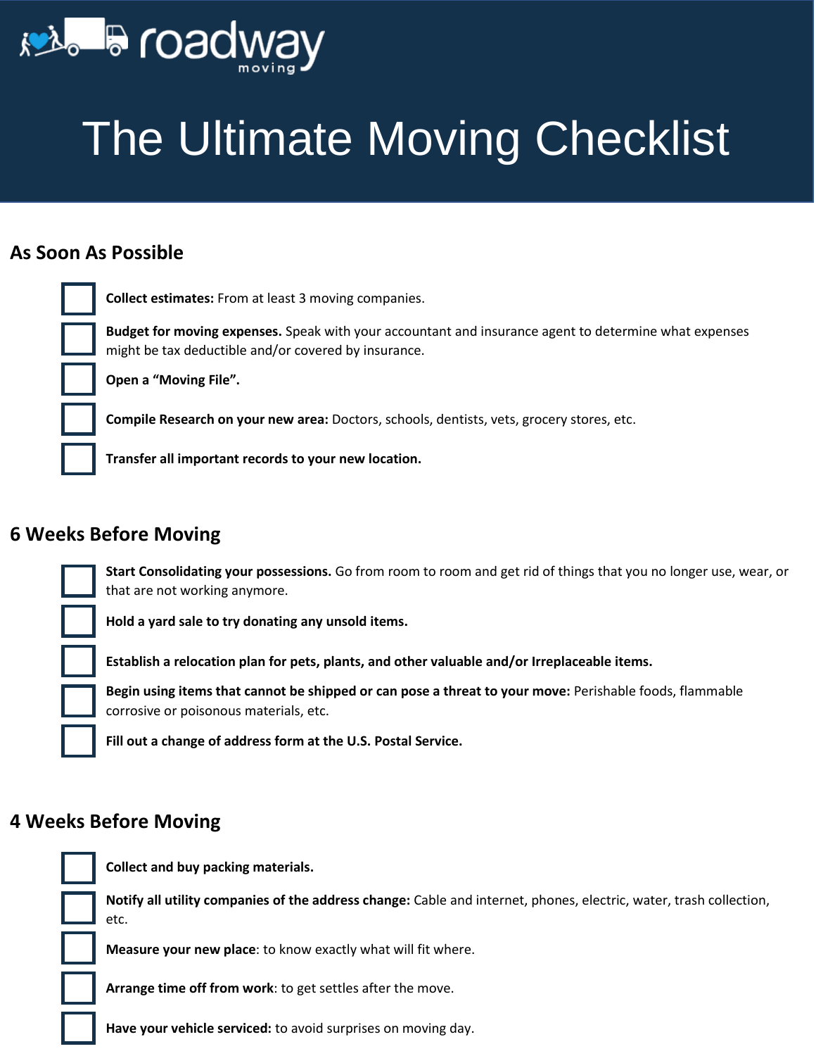roadway moving

# The Ultimate Moving Checklist

## As Soon As Possible

- [ ] **Collect estimates:** From at least 3 moving companies.
- [ ] **Budget for moving expenses.** Speak with your accountant and insurance agent to determine what expenses might be tax deductible and/or covered by insurance.
- [ ] **Open a "Moving File".**
- [ ] **Compile Research on your new area:** Doctors, schools, dentists, vets, grocery stores, etc.
- [ ] **Transfer all important records to your new location.**

## 6 Weeks Before Moving

- [ ] **Start Consolidating your possessions.** Go from room to room and get rid of things that you no longer use, wear, or that are not working anymore.
- [ ] **Hold a yard sale to try donating any unsold items.**
- [ ] **Establish a relocation plan for pets, plants, and other valuable and/or Irreplaceable items.**
- [ ] **Begin using items that cannot be shipped or can pose a threat to your move:** Perishable foods, flammable corrosive or poisonous materials, etc.
- [ ] **Fill out a change of address form at the U.S. Postal Service.**

## 4 Weeks Before Moving

- [ ] **Collect and buy packing materials.**
- [ ] **Notify all utility companies of the address change:** Cable and internet, phones, electric, water, trash collection, etc.
- [ ] **Measure your new place**: to know exactly what will fit where.
- [ ] **Arrange time off from work**: to get settles after the move.
- [ ] **Have your vehicle serviced:** to avoid surprises on moving day.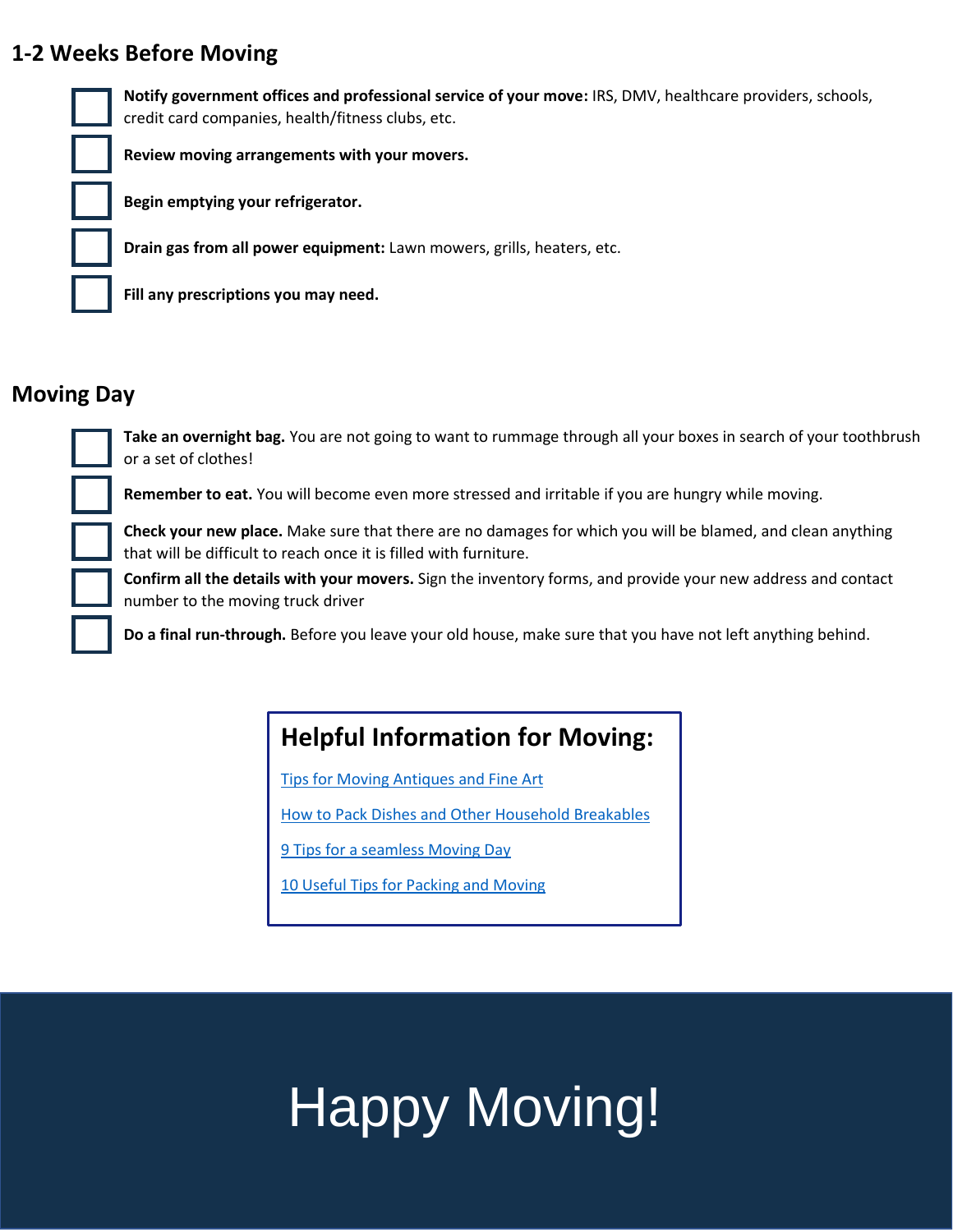## 1-2 Weeks Before Moving

- [ ] **Notify government offices and professional service of your move:** IRS, DMV, healthcare providers, schools, credit card companies, health/fitness clubs, etc.
- [ ] **Review moving arrangements with your movers.**
- [ ] **Begin emptying your refrigerator.**
- [ ] **Drain gas from all power equipment:** Lawn mowers, grills, heaters, etc.
- [ ] **Fill any prescriptions you may need.**

## Moving Day

- [ ] **Take an overnight bag.** You are not going to want to rummage through all your boxes in search of your toothbrush or a set of clothes!
- [ ] **Remember to eat.** You will become even more stressed and irritable if you are hungry while moving.
- [ ] **Check your new place.** Make sure that there are no damages for which you will be blamed, and clean anything that will be difficult to reach once it is filled with furniture.
- [ ] **Confirm all the details with your movers.** Sign the inventory forms, and provide your new address and contact number to the moving truck driver
- [ ] **Do a final run-through.** Before you leave your old house, make sure that you have not left anything behind.

## Helpful Information for Moving:

Tips for Moving Antiques and Fine Art

How to Pack Dishes and Other Household Breakables

9 Tips for a seamless Moving Day

10 Useful Tips for Packing and Moving

# Happy Moving!